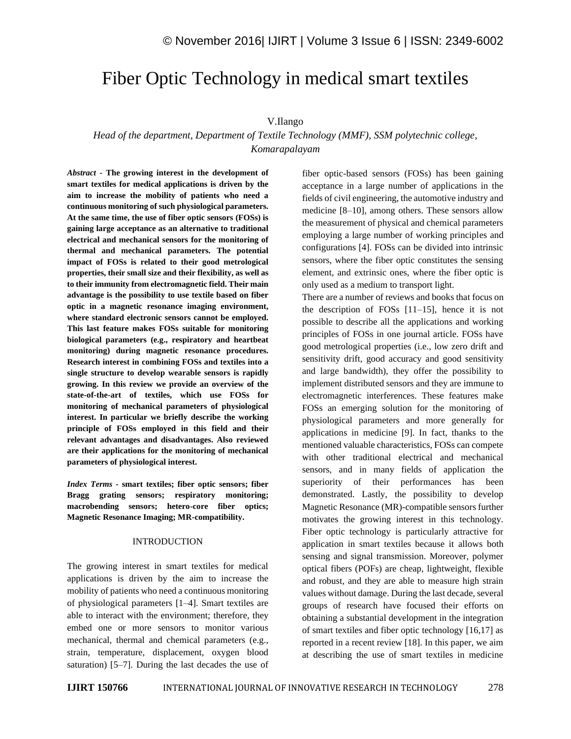# Fiber Optic Technology in medical smart textiles

V.Ilango

*Head of the department, Department of Textile Technology (MMF), SSM polytechnic college, Komarapalayam*

***Abstract* - The growing interest in the development of smart textiles for medical applications is driven by the aim to increase the mobility of patients who need a continuous monitoring of such physiological parameters. At the same time, the use of fiber optic sensors (FOSs) is gaining large acceptance as an alternative to traditional electrical and mechanical sensors for the monitoring of thermal and mechanical parameters. The potential impact of FOSs is related to their good metrological properties, their small size and their flexibility, as well as to their immunity from electromagnetic field. Their main advantage is the possibility to use textile based on fiber optic in a magnetic resonance imaging environment, where standard electronic sensors cannot be employed. This last feature makes FOSs suitable for monitoring biological parameters (e.g., respiratory and heartbeat monitoring) during magnetic resonance procedures. Research interest in combining FOSs and textiles into a single structure to develop wearable sensors is rapidly growing. In this review we provide an overview of the state-of-the-art of textiles, which use FOSs for monitoring of mechanical parameters of physiological interest. In particular we briefly describe the working principle of FOSs employed in this field and their relevant advantages and disadvantages. Also reviewed are their applications for the monitoring of mechanical parameters of physiological interest.**

***Index Terms* - smart textiles; fiber optic sensors; fiber Bragg grating sensors; respiratory monitoring; macrobending sensors; hetero-core fiber optics; Magnetic Resonance Imaging; MR-compatibility.**

## INTRODUCTION

The growing interest in smart textiles for medical applications is driven by the aim to increase the mobility of patients who need a continuous monitoring of physiological parameters [1–4]. Smart textiles are able to interact with the environment; therefore, they embed one or more sensors to monitor various mechanical, thermal and chemical parameters (e.g., strain, temperature, displacement, oxygen blood saturation) [5–7]. During the last decades the use of fiber optic-based sensors (FOSs) has been gaining acceptance in a large number of applications in the fields of civil engineering, the automotive industry and medicine [8–10], among others. These sensors allow the measurement of physical and chemical parameters employing a large number of working principles and configurations [4]. FOSs can be divided into intrinsic sensors, where the fiber optic constitutes the sensing element, and extrinsic ones, where the fiber optic is only used as a medium to transport light.

There are a number of reviews and books that focus on the description of FOSs [11–15], hence it is not possible to describe all the applications and working principles of FOSs in one journal article. FOSs have good metrological properties (i.e., low zero drift and sensitivity drift, good accuracy and good sensitivity and large bandwidth), they offer the possibility to implement distributed sensors and they are immune to electromagnetic interferences. These features make FOSs an emerging solution for the monitoring of physiological parameters and more generally for applications in medicine [9]. In fact, thanks to the mentioned valuable characteristics, FOSs can compete with other traditional electrical and mechanical sensors, and in many fields of application the superiority of their performances has been demonstrated. Lastly, the possibility to develop Magnetic Resonance (MR)-compatible sensors further motivates the growing interest in this technology. Fiber optic technology is particularly attractive for application in smart textiles because it allows both sensing and signal transmission. Moreover, polymer optical fibers (POFs) are cheap, lightweight, flexible and robust, and they are able to measure high strain values without damage. During the last decade, several groups of research have focused their efforts on obtaining a substantial development in the integration of smart textiles and fiber optic technology [16,17] as reported in a recent review [18]. In this paper, we aim at describing the use of smart textiles in medicine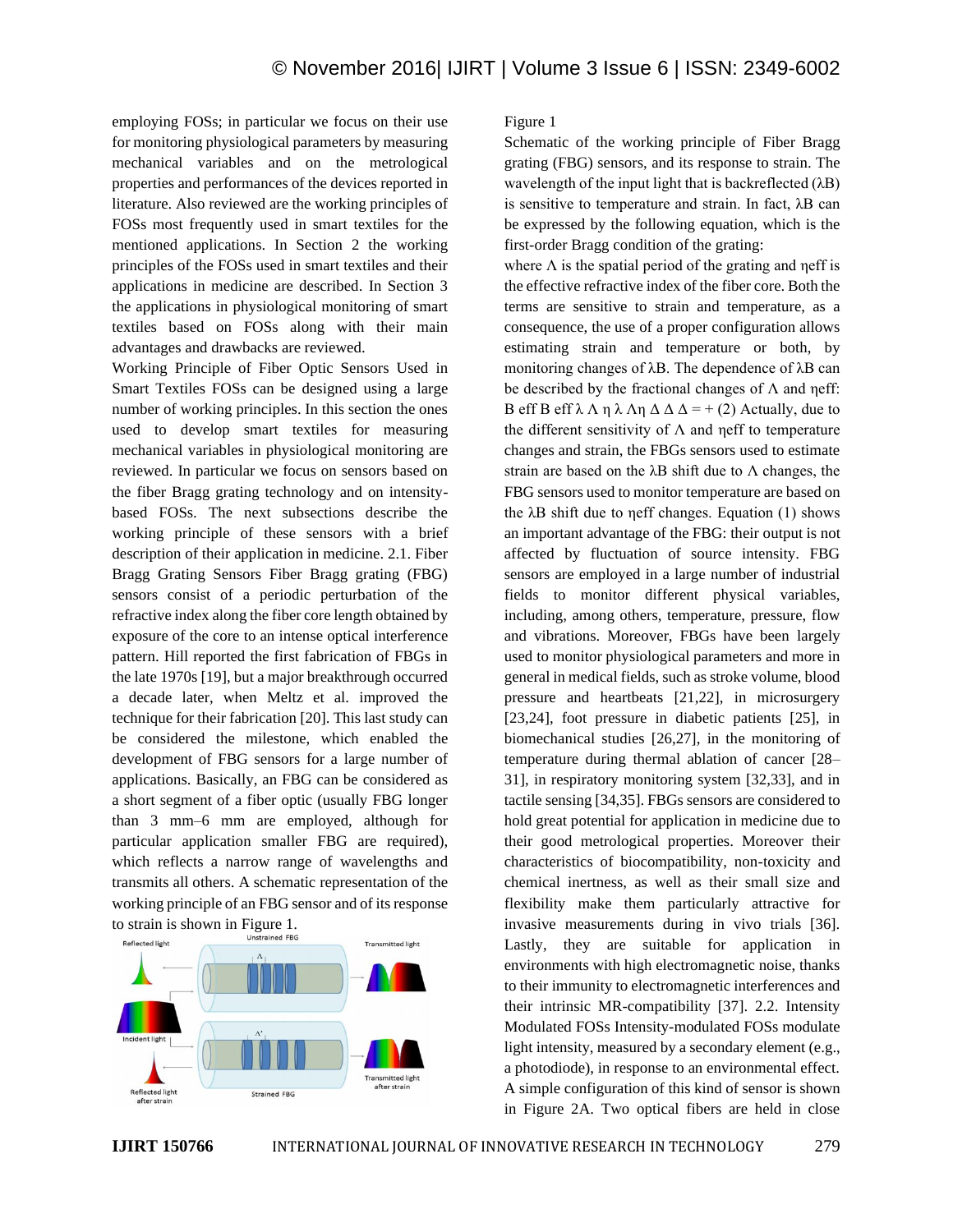employing FOSs; in particular we focus on their use for monitoring physiological parameters by measuring mechanical variables and on the metrological properties and performances of the devices reported in literature. Also reviewed are the working principles of FOSs most frequently used in smart textiles for the mentioned applications. In Section 2 the working principles of the FOSs used in smart textiles and their applications in medicine are described. In Section 3 the applications in physiological monitoring of smart textiles based on FOSs along with their main advantages and drawbacks are reviewed.

Working Principle of Fiber Optic Sensors Used in Smart Textiles FOSs can be designed using a large number of working principles. In this section the ones used to develop smart textiles for measuring mechanical variables in physiological monitoring are reviewed. In particular we focus on sensors based on the fiber Bragg grating technology and on intensity-based FOSs. The next subsections describe the working principle of these sensors with a brief description of their application in medicine. 2.1. Fiber Bragg Grating Sensors Fiber Bragg grating (FBG) sensors consist of a periodic perturbation of the refractive index along the fiber core length obtained by exposure of the core to an intense optical interference pattern. Hill reported the first fabrication of FBGs in the late 1970s [19], but a major breakthrough occurred a decade later, when Meltz et al. improved the technique for their fabrication [20]. This last study can be considered the milestone, which enabled the development of FBG sensors for a large number of applications. Basically, an FBG can be considered as a short segment of a fiber optic (usually FBG longer than 3 mm–6 mm are employed, although for particular application smaller FBG are required), which reflects a narrow range of wavelengths and transmits all others. A schematic representation of the working principle of an FBG sensor and of its response to strain is shown in Figure 1.

Figure 1

Schematic of the working principle of Fiber Bragg grating (FBG) sensors, and its response to strain. The wavelength of the input light that is backreflected ($\lambda B$) is sensitive to temperature and strain. In fact, $\lambda B$ can be expressed by the following equation, which is the first-order Bragg condition of the grating:

where $\Lambda$ is the spatial period of the grating and $\eta eff$ is the effective refractive index of the fiber core. Both the terms are sensitive to strain and temperature, as a consequence, the use of a proper configuration allows estimating strain and temperature or both, by monitoring changes of $\lambda B$. The dependence of $\lambda B$ can be described by the fractional changes of $\Lambda$ and $\eta eff$: B eff B eff λ Λ η λ Λη Δ Δ Δ = + (2) Actually, due to the different sensitivity of $\Lambda$ and $\eta eff$ to temperature changes and strain, the FBGs sensors used to estimate strain are based on the $\lambda B$ shift due to $\Lambda$ changes, the FBG sensors used to monitor temperature are based on the $\lambda B$ shift due to $\eta eff$ changes. Equation (1) shows an important advantage of the FBG: their output is not affected by fluctuation of source intensity. FBG sensors are employed in a large number of industrial fields to monitor different physical variables, including, among others, temperature, pressure, flow and vibrations. Moreover, FBGs have been largely used to monitor physiological parameters and more in general in medical fields, such as stroke volume, blood pressure and heartbeats [21,22], in microsurgery [23,24], foot pressure in diabetic patients [25], in biomechanical studies [26,27], in the monitoring of temperature during thermal ablation of cancer [28–31], in respiratory monitoring system [32,33], and in tactile sensing [34,35]. FBGs sensors are considered to hold great potential for application in medicine due to their good metrological properties. Moreover their characteristics of biocompatibility, non-toxicity and chemical inertness, as well as their small size and flexibility make them particularly attractive for invasive measurements during in vivo trials [36]. Lastly, they are suitable for application in environments with high electromagnetic noise, thanks to their immunity to electromagnetic interferences and their intrinsic MR-compatibility [37]. 2.2. Intensity Modulated FOSs Intensity-modulated FOSs modulate light intensity, measured by a secondary element (e.g., a photodiode), in response to an environmental effect. A simple configuration of this kind of sensor is shown in Figure 2A. Two optical fibers are held in close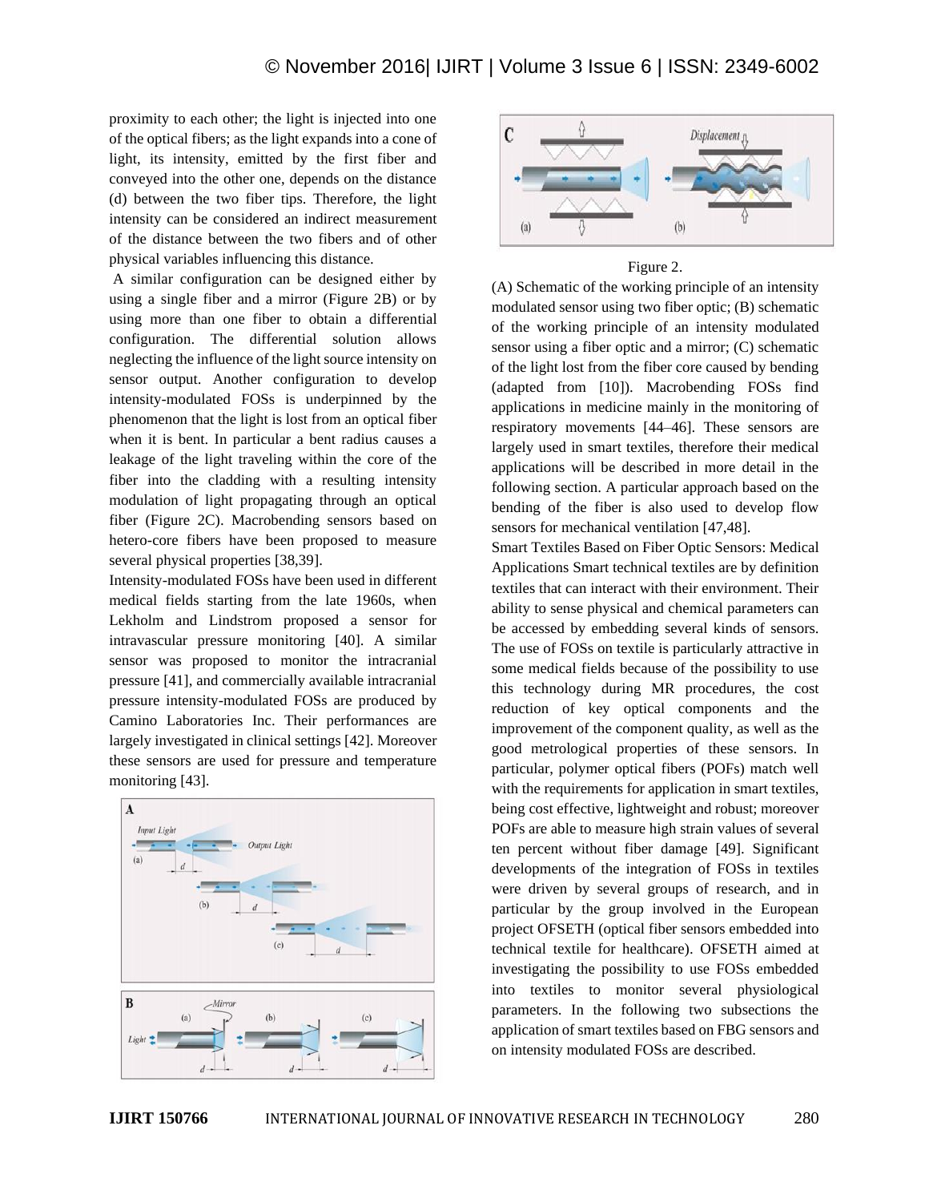proximity to each other; the light is injected into one of the optical fibers; as the light expands into a cone of light, its intensity, emitted by the first fiber and conveyed into the other one, depends on the distance (d) between the two fiber tips. Therefore, the light intensity can be considered an indirect measurement of the distance between the two fibers and of other physical variables influencing this distance.

A similar configuration can be designed either by using a single fiber and a mirror (Figure 2B) or by using more than one fiber to obtain a differential configuration. The differential solution allows neglecting the influence of the light source intensity on sensor output. Another configuration to develop intensity-modulated FOSs is underpinned by the phenomenon that the light is lost from an optical fiber when it is bent. In particular a bent radius causes a leakage of the light traveling within the core of the fiber into the cladding with a resulting intensity modulation of light propagating through an optical fiber (Figure 2C). Macrobending sensors based on hetero-core fibers have been proposed to measure several physical properties [38,39].

Intensity-modulated FOSs have been used in different medical fields starting from the late 1960s, when Lekholm and Lindstrom proposed a sensor for intravascular pressure monitoring [40]. A similar sensor was proposed to monitor the intracranial pressure [41], and commercially available intracranial pressure intensity-modulated FOSs are produced by Camino Laboratories Inc. Their performances are largely investigated in clinical settings [42]. Moreover these sensors are used for pressure and temperature monitoring [43].

Figure 2.

(A) Schematic of the working principle of an intensity modulated sensor using two fiber optic; (B) schematic of the working principle of an intensity modulated sensor using a fiber optic and a mirror; (C) schematic of the light lost from the fiber core caused by bending (adapted from [10]). Macrobending FOSs find applications in medicine mainly in the monitoring of respiratory movements [44–46]. These sensors are largely used in smart textiles, therefore their medical applications will be described in more detail in the following section. A particular approach based on the bending of the fiber is also used to develop flow sensors for mechanical ventilation [47,48].

Smart Textiles Based on Fiber Optic Sensors: Medical Applications Smart technical textiles are by definition textiles that can interact with their environment. Their ability to sense physical and chemical parameters can be accessed by embedding several kinds of sensors. The use of FOSs on textile is particularly attractive in some medical fields because of the possibility to use this technology during MR procedures, the cost reduction of key optical components and the improvement of the component quality, as well as the good metrological properties of these sensors. In particular, polymer optical fibers (POFs) match well with the requirements for application in smart textiles, being cost effective, lightweight and robust; moreover POFs are able to measure high strain values of several ten percent without fiber damage [49]. Significant developments of the integration of FOSs in textiles were driven by several groups of research, and in particular by the group involved in the European project OFSETH (optical fiber sensors embedded into technical textile for healthcare). OFSETH aimed at investigating the possibility to use FOSs embedded into textiles to monitor several physiological parameters. In the following two subsections the application of smart textiles based on FBG sensors and on intensity modulated FOSs are described.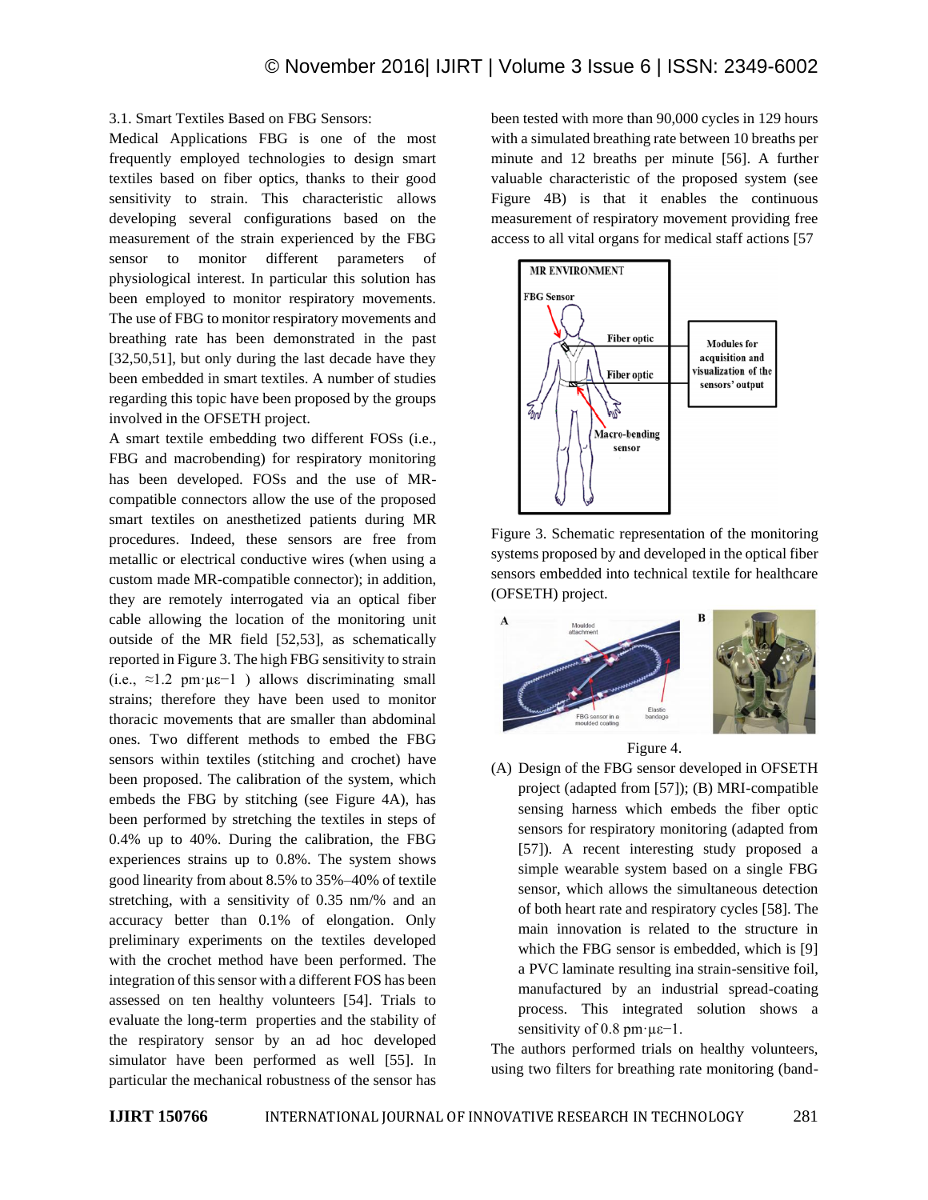3.1. Smart Textiles Based on FBG Sensors:

Medical Applications FBG is one of the most frequently employed technologies to design smart textiles based on fiber optics, thanks to their good sensitivity to strain. This characteristic allows developing several configurations based on the measurement of the strain experienced by the FBG sensor to monitor different parameters of physiological interest. In particular this solution has been employed to monitor respiratory movements. The use of FBG to monitor respiratory movements and breathing rate has been demonstrated in the past [32,50,51], but only during the last decade have they been embedded in smart textiles. A number of studies regarding this topic have been proposed by the groups involved in the OFSETH project.

A smart textile embedding two different FOSs (i.e., FBG and macrobending) for respiratory monitoring has been developed. FOSs and the use of MR-compatible connectors allow the use of the proposed smart textiles on anesthetized patients during MR procedures. Indeed, these sensors are free from metallic or electrical conductive wires (when using a custom made MR-compatible connector); in addition, they are remotely interrogated via an optical fiber cable allowing the location of the monitoring unit outside of the MR field [52,53], as schematically reported in Figure 3. The high FBG sensitivity to strain (i.e., ≈1.2 $pm \cdot \mu\varepsilon^{-1}$ ) allows discriminating small strains; therefore they have been used to monitor thoracic movements that are smaller than abdominal ones. Two different methods to embed the FBG sensors within textiles (stitching and crochet) have been proposed. The calibration of the system, which embeds the FBG by stitching (see Figure 4A), has been performed by stretching the textiles in steps of 0.4% up to 40%. During the calibration, the FBG experiences strains up to 0.8%. The system shows good linearity from about 8.5% to 35%–40% of textile stretching, with a sensitivity of 0.35 nm/% and an accuracy better than 0.1% of elongation. Only preliminary experiments on the textiles developed with the crochet method have been performed. The integration of this sensor with a different FOS has been assessed on ten healthy volunteers [54]. Trials to evaluate the long-term properties and the stability of the respiratory sensor by an ad hoc developed simulator have been performed as well [55]. In particular the mechanical robustness of the sensor has been tested with more than 90,000 cycles in 129 hours with a simulated breathing rate between 10 breaths per minute and 12 breaths per minute [56]. A further valuable characteristic of the proposed system (see Figure 4B) is that it enables the continuous measurement of respiratory movement providing free access to all vital organs for medical staff actions [57

Figure 3. Schematic representation of the monitoring systems proposed by and developed in the optical fiber sensors embedded into technical textile for healthcare (OFSETH) project.

Figure 4.

(A) Design of the FBG sensor developed in OFSETH project (adapted from [57]); (B) MRI-compatible sensing harness which embeds the fiber optic sensors for respiratory monitoring (adapted from [57]). A recent interesting study proposed a simple wearable system based on a single FBG sensor, which allows the simultaneous detection of both heart rate and respiratory cycles [58]. The main innovation is related to the structure in which the FBG sensor is embedded, which is [9] a PVC laminate resulting ina strain-sensitive foil, manufactured by an industrial spread-coating process. This integrated solution shows a sensitivity of 0.8 $pm \cdot \mu\varepsilon^{-1}$.

The authors performed trials on healthy volunteers, using two filters for breathing rate monitoring (band-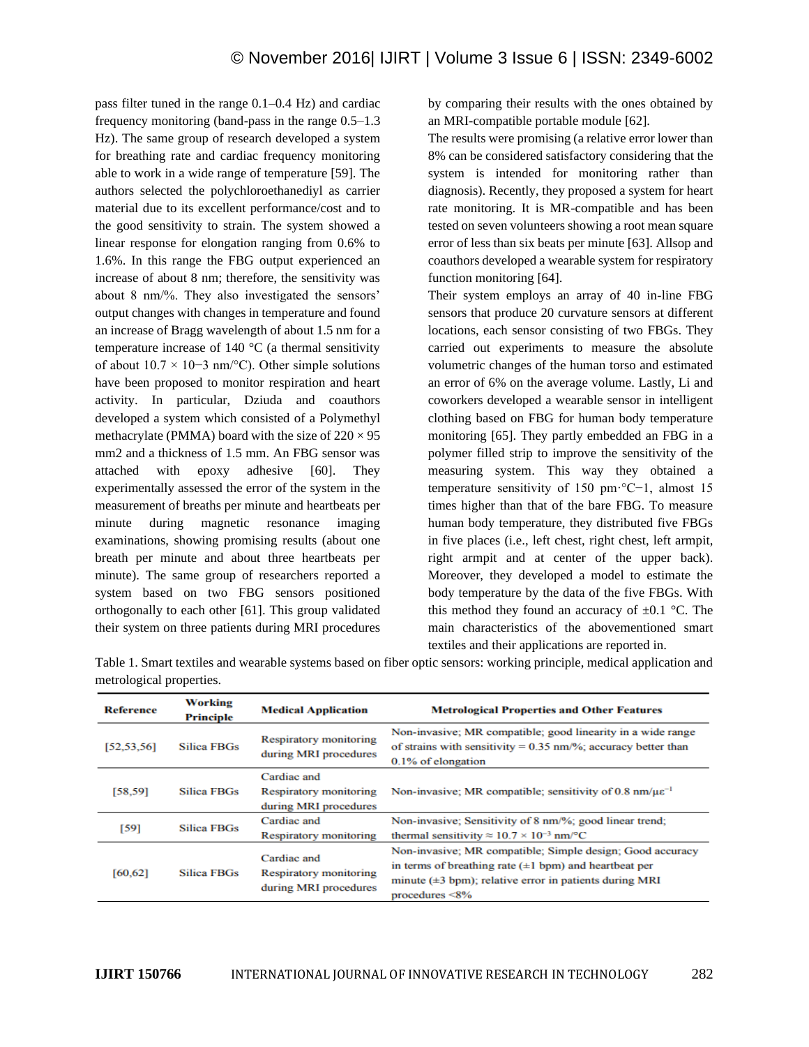pass filter tuned in the range 0.1–0.4 Hz) and cardiac frequency monitoring (band-pass in the range 0.5–1.3 Hz). The same group of research developed a system for breathing rate and cardiac frequency monitoring able to work in a wide range of temperature [59]. The authors selected the polychloroethanediyl as carrier material due to its excellent performance/cost and to the good sensitivity to strain. The system showed a linear response for elongation ranging from 0.6% to 1.6%. In this range the FBG output experienced an increase of about 8 nm; therefore, the sensitivity was about 8 nm/%. They also investigated the sensors' output changes with changes in temperature and found an increase of Bragg wavelength of about 1.5 nm for a temperature increase of 140 °C (a thermal sensitivity of about $10.7 \times 10^{-3}$ nm/°C). Other simple solutions have been proposed to monitor respiration and heart activity. In particular, Dziuda and coauthors developed a system which consisted of a Polymethyl methacrylate (PMMA) board with the size of 220 × 95 mm2 and a thickness of 1.5 mm. An FBG sensor was attached with epoxy adhesive [60]. They experimentally assessed the error of the system in the measurement of breaths per minute and heartbeats per minute during magnetic resonance imaging examinations, showing promising results (about one breath per minute and about three heartbeats per minute). The same group of researchers reported a system based on two FBG sensors positioned orthogonally to each other [61]. This group validated their system on three patients during MRI procedures by comparing their results with the ones obtained by an MRI-compatible portable module [62].

The results were promising (a relative error lower than 8% can be considered satisfactory considering that the system is intended for monitoring rather than diagnosis). Recently, they proposed a system for heart rate monitoring. It is MR-compatible and has been tested on seven volunteers showing a root mean square error of less than six beats per minute [63]. Allsop and coauthors developed a wearable system for respiratory function monitoring [64].

Their system employs an array of 40 in-line FBG sensors that produce 20 curvature sensors at different locations, each sensor consisting of two FBGs. They carried out experiments to measure the absolute volumetric changes of the human torso and estimated an error of 6% on the average volume. Lastly, Li and coworkers developed a wearable sensor in intelligent clothing based on FBG for human body temperature monitoring [65]. They partly embedded an FBG in a polymer filled strip to improve the sensitivity of the measuring system. This way they obtained a temperature sensitivity of 150 pm·°C−1, almost 15 times higher than that of the bare FBG. To measure human body temperature, they distributed five FBGs in five places (i.e., left chest, right chest, left armpit, right armpit and at center of the upper back). Moreover, they developed a model to estimate the body temperature by the data of the five FBGs. With this method they found an accuracy of ±0.1 °C. The main characteristics of the abovementioned smart textiles and their applications are reported in.

Table 1. Smart textiles and wearable systems based on fiber optic sensors: working principle, medical application and metrological properties.

| Reference | Working Principle | Medical Application | Metrological Properties and Other Features |
|---|---|---|---|
| [52,53,56] | Silica FBGs | Respiratory monitoring during MRI procedures | Non-invasive; MR compatible; good linearity in a wide range of strains with sensitivity = 0.35 nm/%; accuracy better than 0.1% of elongation |
| [58,59] | Silica FBGs | Cardiac and Respiratory monitoring during MRI procedures | Non-invasive; MR compatible; sensitivity of 0.8 nm/$\mu\varepsilon^{-1}$ |
| [59] | Silica FBGs | Cardiac and Respiratory monitoring | Non-invasive; Sensitivity of 8 nm/%; good linear trend; thermal sensitivity ≈ $10.7 \times 10^{-3}$ nm/°C |
| [60,62] | Silica FBGs | Cardiac and Respiratory monitoring during MRI procedures | Non-invasive; MR compatible; Simple design; Good accuracy in terms of breathing rate (±1 bpm) and heartbeat per minute (±3 bpm); relative error in patients during MRI procedures <8% |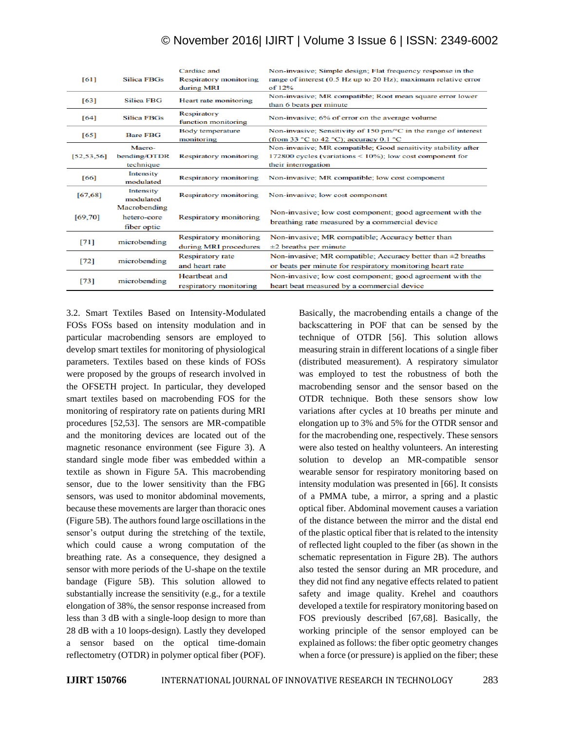| [61] | Silica FBGs | Cardiac and Respiratory monitoring during MRI | Non-invasive; Simple design; Flat frequency response in the range of interest (0.5 Hz up to 20 Hz); maximum relative error of 12% |
|---|---|---|---|
| [63] | Silica FBG | Heart rate monitoring | Non-invasive; MR compatible; Root mean square error lower than 6 beats per minute |
| [64] | Silica FBGs | Respiratory function monitoring | Non-invasive; 6% of error on the average volume |
| [65] | Bare FBG | Body temperature monitoring | Non-invasive; Sensitivity of 150 pm/°C in the range of interest (from 33 °C to 42 °C); accuracy 0.1 °C |
| [52,53,56] | Macro-bending/OTDR technique | Respiratory monitoring | Non-invasive; MR compatible; Good sensitivity stability after 172800 cycles (variations < 10%); low cost component for their interrogation |
| [66] | Intensity modulated | Respiratory monitoring | Non-invasive; MR compatible; low cost component |
| [67,68] | Intensity modulated | Respiratory monitoring | Non-invasive; low cost component |
| [69,70] | Macrobending hetero-core fiber optic | Respiratory monitoring | Non-invasive; low cost component; good agreement with the breathing rate measured by a commercial device |
| [71] | microbending | Respiratory monitoring during MRI procedures | Non-invasive; MR compatible; Accuracy better than ±2 breaths per minute |
| [72] | microbending | Respiratory rate and heart rate | Non-invasive; MR compatible; Accuracy better than ±2 breaths or beats per minute for respiratory monitoring heart rate |
| [73] | microbending | Heartbeat and respiratory monitoring | Non-invasive; low cost component; good agreement with the heart beat measured by a commercial device |

3.2. Smart Textiles Based on Intensity-Modulated FOSs FOSs based on intensity modulation and in particular macrobending sensors are employed to develop smart textiles for monitoring of physiological parameters. Textiles based on these kinds of FOSs were proposed by the groups of research involved in the OFSETH project. In particular, they developed smart textiles based on macrobending FOS for the monitoring of respiratory rate on patients during MRI procedures [52,53]. The sensors are MR-compatible and the monitoring devices are located out of the magnetic resonance environment (see Figure 3). A standard single mode fiber was embedded within a textile as shown in Figure 5A. This macrobending sensor, due to the lower sensitivity than the FBG sensors, was used to monitor abdominal movements, because these movements are larger than thoracic ones (Figure 5B). The authors found large oscillations in the sensor's output during the stretching of the textile, which could cause a wrong computation of the breathing rate. As a consequence, they designed a sensor with more periods of the U-shape on the textile bandage (Figure 5B). This solution allowed to substantially increase the sensitivity (e.g., for a textile elongation of 38%, the sensor response increased from less than 3 dB with a single-loop design to more than 28 dB with a 10 loops-design). Lastly they developed a sensor based on the optical time-domain reflectometry (OTDR) in polymer optical fiber (POF). Basically, the macrobending entails a change of the backscattering in POF that can be sensed by the technique of OTDR [56]. This solution allows measuring strain in different locations of a single fiber (distributed measurement). A respiratory simulator was employed to test the robustness of both the macrobending sensor and the sensor based on the OTDR technique. Both these sensors show low variations after cycles at 10 breaths per minute and elongation up to 3% and 5% for the OTDR sensor and for the macrobending one, respectively. These sensors were also tested on healthy volunteers. An interesting solution to develop an MR-compatible sensor wearable sensor for respiratory monitoring based on intensity modulation was presented in [66]. It consists of a PMMA tube, a mirror, a spring and a plastic optical fiber. Abdominal movement causes a variation of the distance between the mirror and the distal end of the plastic optical fiber that is related to the intensity of reflected light coupled to the fiber (as shown in the schematic representation in Figure 2B). The authors also tested the sensor during an MR procedure, and they did not find any negative effects related to patient safety and image quality. Krehel and coauthors developed a textile for respiratory monitoring based on FOS previously described [67,68]. Basically, the working principle of the sensor employed can be explained as follows: the fiber optic geometry changes when a force (or pressure) is applied on the fiber; these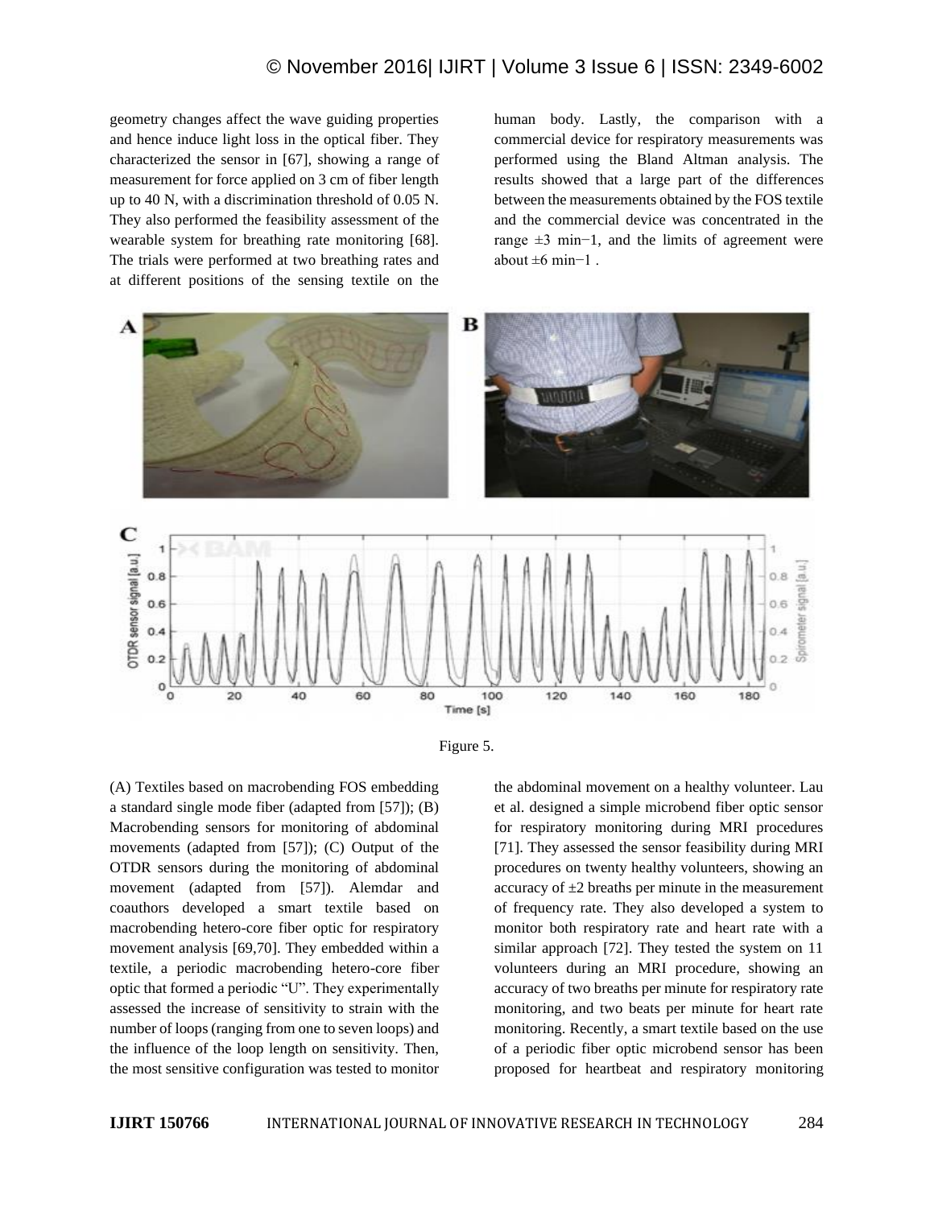geometry changes affect the wave guiding properties and hence induce light loss in the optical fiber. They characterized the sensor in [67], showing a range of measurement for force applied on 3 cm of fiber length up to 40 N, with a discrimination threshold of 0.05 N. They also performed the feasibility assessment of the wearable system for breathing rate monitoring [68]. The trials were performed at two breathing rates and at different positions of the sensing textile on the human body. Lastly, the comparison with a commercial device for respiratory measurements was performed using the Bland Altman analysis. The results showed that a large part of the differences between the measurements obtained by the FOS textile and the commercial device was concentrated in the range ±3 $\text{min}^{-1}$, and the limits of agreement were about ±6 $\text{min}^{-1}$ .

Figure 5.

(A) Textiles based on macrobending FOS embedding a standard single mode fiber (adapted from [57]); (B) Macrobending sensors for monitoring of abdominal movements (adapted from [57]); (C) Output of the OTDR sensors during the monitoring of abdominal movement (adapted from [57]). Alemdar and coauthors developed a smart textile based on macrobending hetero-core fiber optic for respiratory movement analysis [69,70]. They embedded within a textile, a periodic macrobending hetero-core fiber optic that formed a periodic "U". They experimentally assessed the increase of sensitivity to strain with the number of loops (ranging from one to seven loops) and the influence of the loop length on sensitivity. Then, the most sensitive configuration was tested to monitor the abdominal movement on a healthy volunteer. Lau et al. designed a simple microbend fiber optic sensor for respiratory monitoring during MRI procedures [71]. They assessed the sensor feasibility during MRI procedures on twenty healthy volunteers, showing an accuracy of ±2 breaths per minute in the measurement of frequency rate. They also developed a system to monitor both respiratory rate and heart rate with a similar approach [72]. They tested the system on 11 volunteers during an MRI procedure, showing an accuracy of two breaths per minute for respiratory rate monitoring, and two beats per minute for heart rate monitoring. Recently, a smart textile based on the use of a periodic fiber optic microbend sensor has been proposed for heartbeat and respiratory monitoring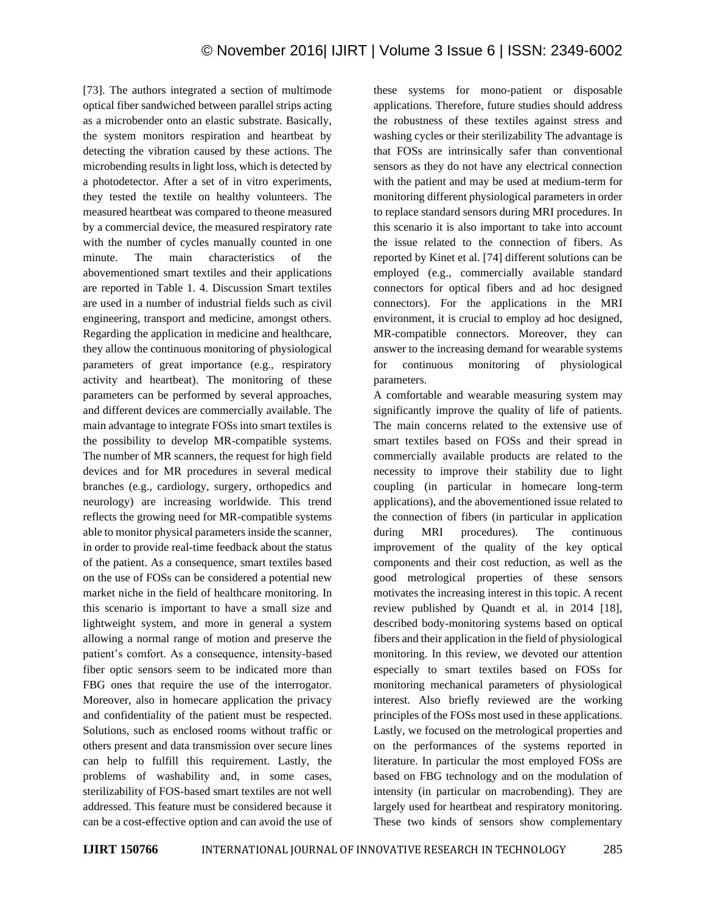[73]. The authors integrated a section of multimode optical fiber sandwiched between parallel strips acting as a microbender onto an elastic substrate. Basically, the system monitors respiration and heartbeat by detecting the vibration caused by these actions. The microbending results in light loss, which is detected by a photodetector. After a set of in vitro experiments, they tested the textile on healthy volunteers. The measured heartbeat was compared to theone measured by a commercial device, the measured respiratory rate with the number of cycles manually counted in one minute. The main characteristics of the abovementioned smart textiles and their applications are reported in Table 1. 4. Discussion Smart textiles are used in a number of industrial fields such as civil engineering, transport and medicine, amongst others. Regarding the application in medicine and healthcare, they allow the continuous monitoring of physiological parameters of great importance (e.g., respiratory activity and heartbeat). The monitoring of these parameters can be performed by several approaches, and different devices are commercially available. The main advantage to integrate FOSs into smart textiles is the possibility to develop MR-compatible systems. The number of MR scanners, the request for high field devices and for MR procedures in several medical branches (e.g., cardiology, surgery, orthopedics and neurology) are increasing worldwide. This trend reflects the growing need for MR-compatible systems able to monitor physical parameters inside the scanner, in order to provide real-time feedback about the status of the patient. As a consequence, smart textiles based on the use of FOSs can be considered a potential new market niche in the field of healthcare monitoring. In this scenario is important to have a small size and lightweight system, and more in general a system allowing a normal range of motion and preserve the patient's comfort. As a consequence, intensity-based fiber optic sensors seem to be indicated more than FBG ones that require the use of the interrogator. Moreover, also in homecare application the privacy and confidentiality of the patient must be respected. Solutions, such as enclosed rooms without traffic or others present and data transmission over secure lines can help to fulfill this requirement. Lastly, the problems of washability and, in some cases, sterilizability of FOS-based smart textiles are not well addressed. This feature must be considered because it can be a cost-effective option and can avoid the use of these systems for mono-patient or disposable applications. Therefore, future studies should address the robustness of these textiles against stress and washing cycles or their sterilizability The advantage is that FOSs are intrinsically safer than conventional sensors as they do not have any electrical connection with the patient and may be used at medium-term for monitoring different physiological parameters in order to replace standard sensors during MRI procedures. In this scenario it is also important to take into account the issue related to the connection of fibers. As reported by Kinet et al. [74] different solutions can be employed (e.g., commercially available standard connectors for optical fibers and ad hoc designed connectors). For the applications in the MRI environment, it is crucial to employ ad hoc designed, MR-compatible connectors. Moreover, they can answer to the increasing demand for wearable systems for continuous monitoring of physiological parameters.

A comfortable and wearable measuring system may significantly improve the quality of life of patients. The main concerns related to the extensive use of smart textiles based on FOSs and their spread in commercially available products are related to the necessity to improve their stability due to light coupling (in particular in homecare long-term applications), and the abovementioned issue related to the connection of fibers (in particular in application during MRI procedures). The continuous improvement of the quality of the key optical components and their cost reduction, as well as the good metrological properties of these sensors motivates the increasing interest in this topic. A recent review published by Quandt et al. in 2014 [18], described body-monitoring systems based on optical fibers and their application in the field of physiological monitoring. In this review, we devoted our attention especially to smart textiles based on FOSs for monitoring mechanical parameters of physiological interest. Also briefly reviewed are the working principles of the FOSs most used in these applications. Lastly, we focused on the metrological properties and on the performances of the systems reported in literature. In particular the most employed FOSs are based on FBG technology and on the modulation of intensity (in particular on macrobending). They are largely used for heartbeat and respiratory monitoring. These two kinds of sensors show complementary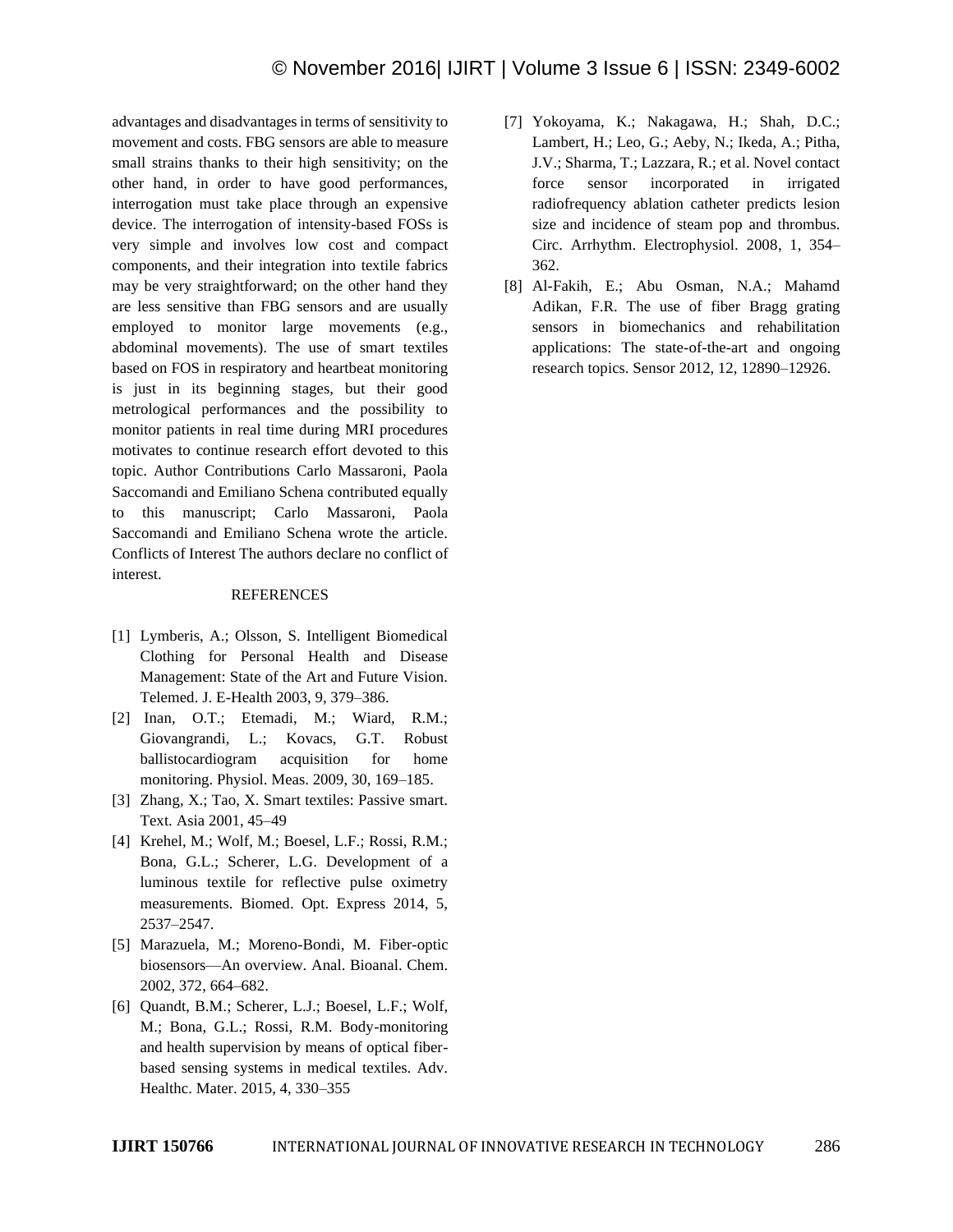advantages and disadvantages in terms of sensitivity to movement and costs. FBG sensors are able to measure small strains thanks to their high sensitivity; on the other hand, in order to have good performances, interrogation must take place through an expensive device. The interrogation of intensity-based FOSs is very simple and involves low cost and compact components, and their integration into textile fabrics may be very straightforward; on the other hand they are less sensitive than FBG sensors and are usually employed to monitor large movements (e.g., abdominal movements). The use of smart textiles based on FOS in respiratory and heartbeat monitoring is just in its beginning stages, but their good metrological performances and the possibility to monitor patients in real time during MRI procedures motivates to continue research effort devoted to this topic. Author Contributions Carlo Massaroni, Paola Saccomandi and Emiliano Schena contributed equally to this manuscript; Carlo Massaroni, Paola Saccomandi and Emiliano Schena wrote the article. Conflicts of Interest The authors declare no conflict of interest.

## REFERENCES

[1] Lymberis, A.; Olsson, S. Intelligent Biomedical Clothing for Personal Health and Disease Management: State of the Art and Future Vision. Telemed. J. E-Health 2003, 9, 379–386.

[2] Inan, O.T.; Etemadi, M.; Wiard, R.M.; Giovangrandi, L.; Kovacs, G.T. Robust ballistocardiogram acquisition for home monitoring. Physiol. Meas. 2009, 30, 169–185.

[3] Zhang, X.; Tao, X. Smart textiles: Passive smart. Text. Asia 2001, 45–49

[4] Krehel, M.; Wolf, M.; Boesel, L.F.; Rossi, R.M.; Bona, G.L.; Scherer, L.G. Development of a luminous textile for reflective pulse oximetry measurements. Biomed. Opt. Express 2014, 5, 2537–2547.

[5] Marazuela, M.; Moreno-Bondi, M. Fiber-optic biosensors—An overview. Anal. Bioanal. Chem. 2002, 372, 664–682.

[6] Quandt, B.M.; Scherer, L.J.; Boesel, L.F.; Wolf, M.; Bona, G.L.; Rossi, R.M. Body-monitoring and health supervision by means of optical fiber-based sensing systems in medical textiles. Adv. Healthc. Mater. 2015, 4, 330–355

[7] Yokoyama, K.; Nakagawa, H.; Shah, D.C.; Lambert, H.; Leo, G.; Aeby, N.; Ikeda, A.; Pitha, J.V.; Sharma, T.; Lazzara, R.; et al. Novel contact force sensor incorporated in irrigated radiofrequency ablation catheter predicts lesion size and incidence of steam pop and thrombus. Circ. Arrhythm. Electrophysiol. 2008, 1, 354–362.

[8] Al-Fakih, E.; Abu Osman, N.A.; Mahamd Adikan, F.R. The use of fiber Bragg grating sensors in biomechanics and rehabilitation applications: The state-of-the-art and ongoing research topics. Sensor 2012, 12, 12890–12926.